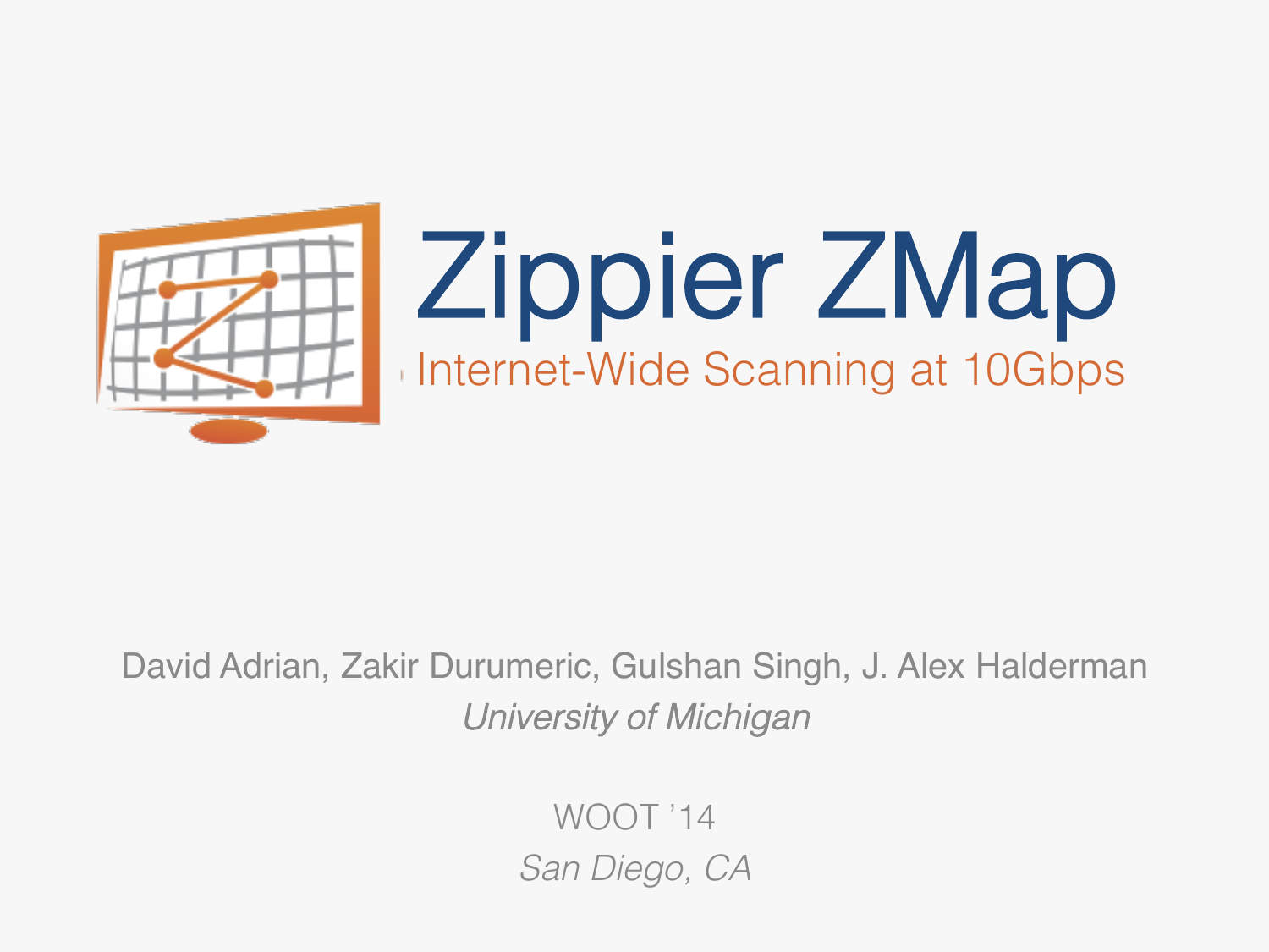# Zippier ZMap

## Internet-Wide Scanning at 10Gbps

David Adrian, Zakir Durumeric, Gulshan Singh, J. Alex Halderman

*University of Michigan*

WOOT '14

*San Diego, CA*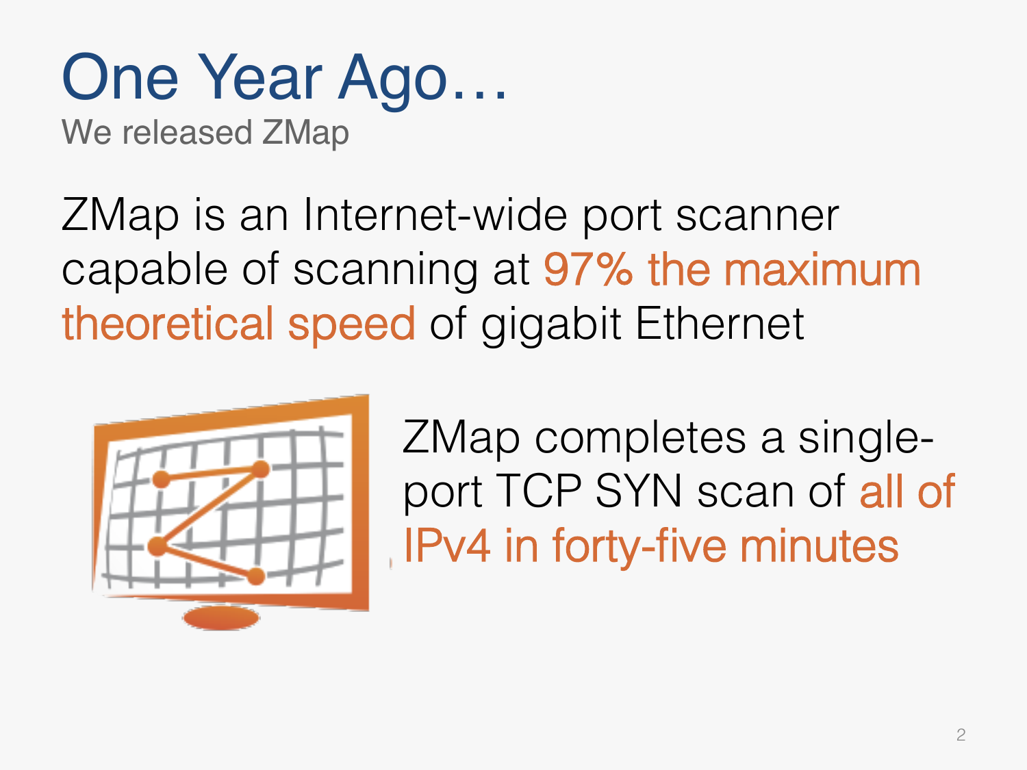# One Year Ago…

We released ZMap

ZMap is an Internet-wide port scanner capable of scanning at 97% the maximum theoretical speed of gigabit Ethernet

ZMap completes a single-port TCP SYN scan of all of IPv4 in forty-five minutes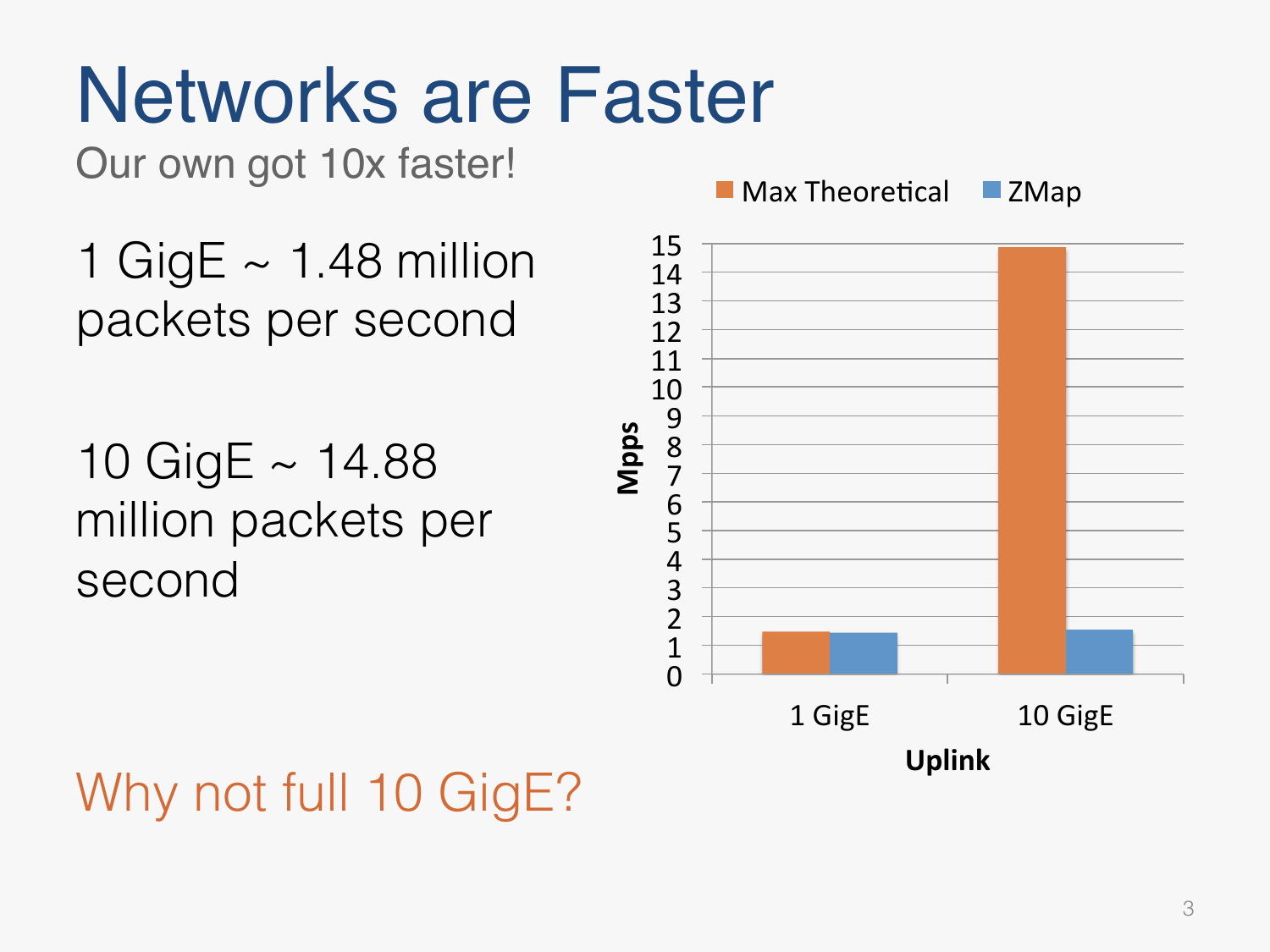# Networks are Faster

Our own got 10x faster!

1 GigE ~ 1.48 million packets per second

10 GigE ~ 14.88 million packets per second

Why not full 10 GigE?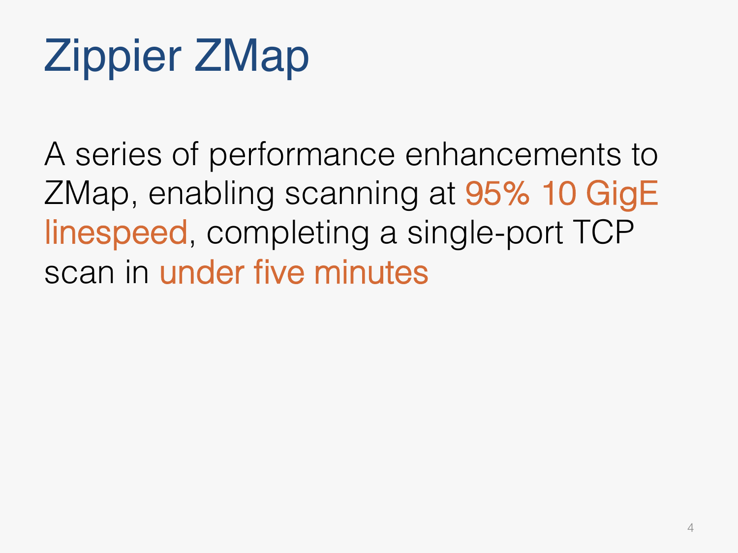# Zippier ZMap

A series of performance enhancements to ZMap, enabling scanning at 95% 10 GigE linespeed, completing a single-port TCP scan in under five minutes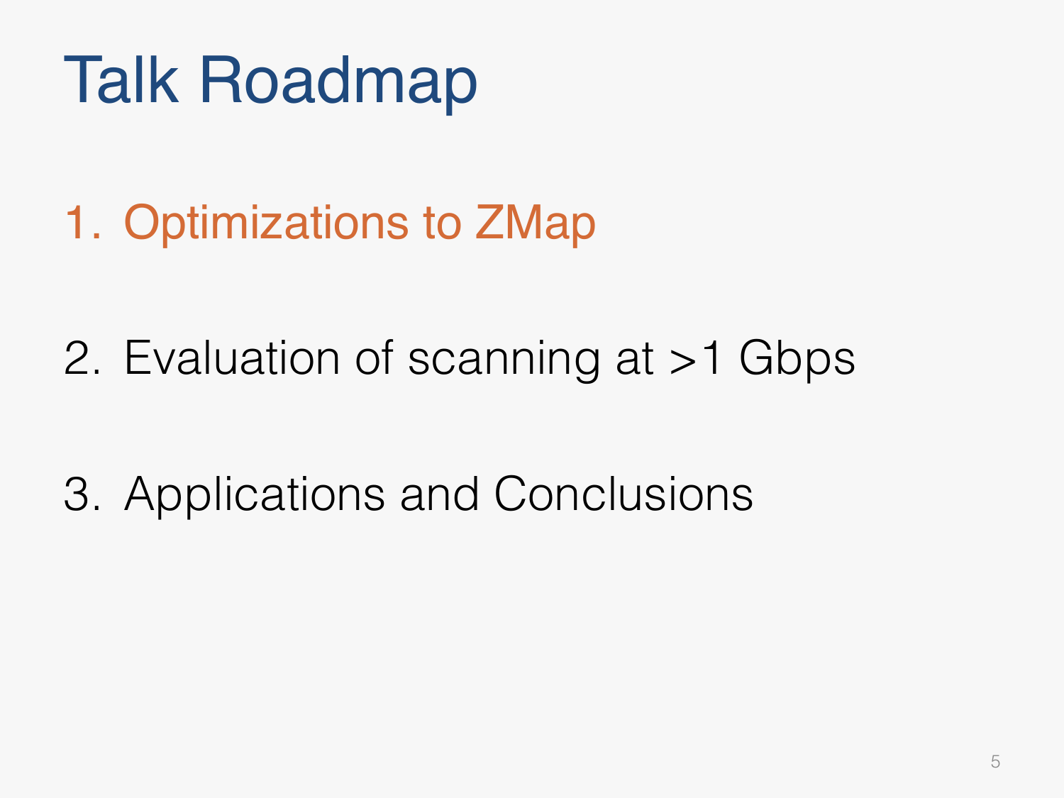# Talk Roadmap

1. Optimizations to ZMap

2. Evaluation of scanning at >1 Gbps

3. Applications and Conclusions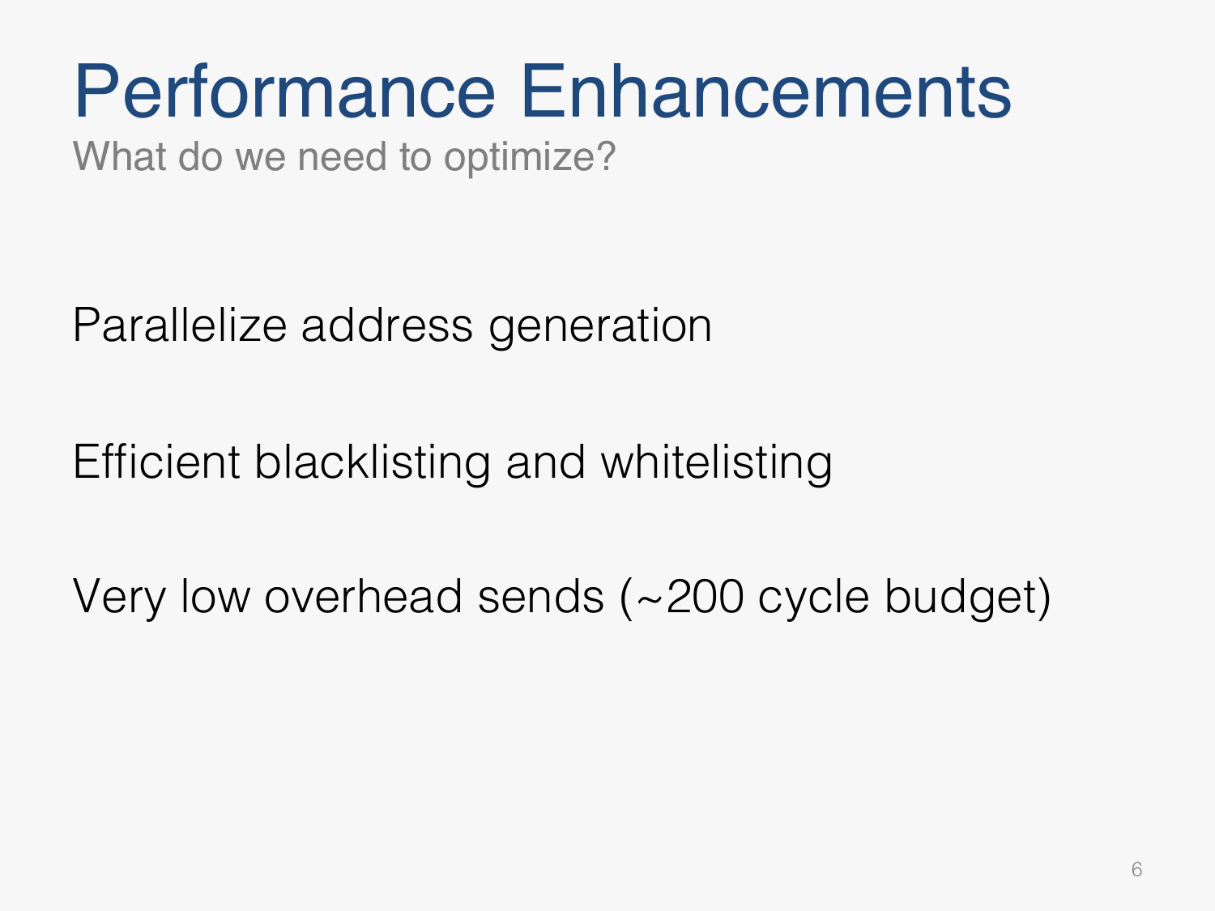# Performance Enhancements

What do we need to optimize?

Parallelize address generation

Efficient blacklisting and whitelisting

Very low overhead sends (~200 cycle budget)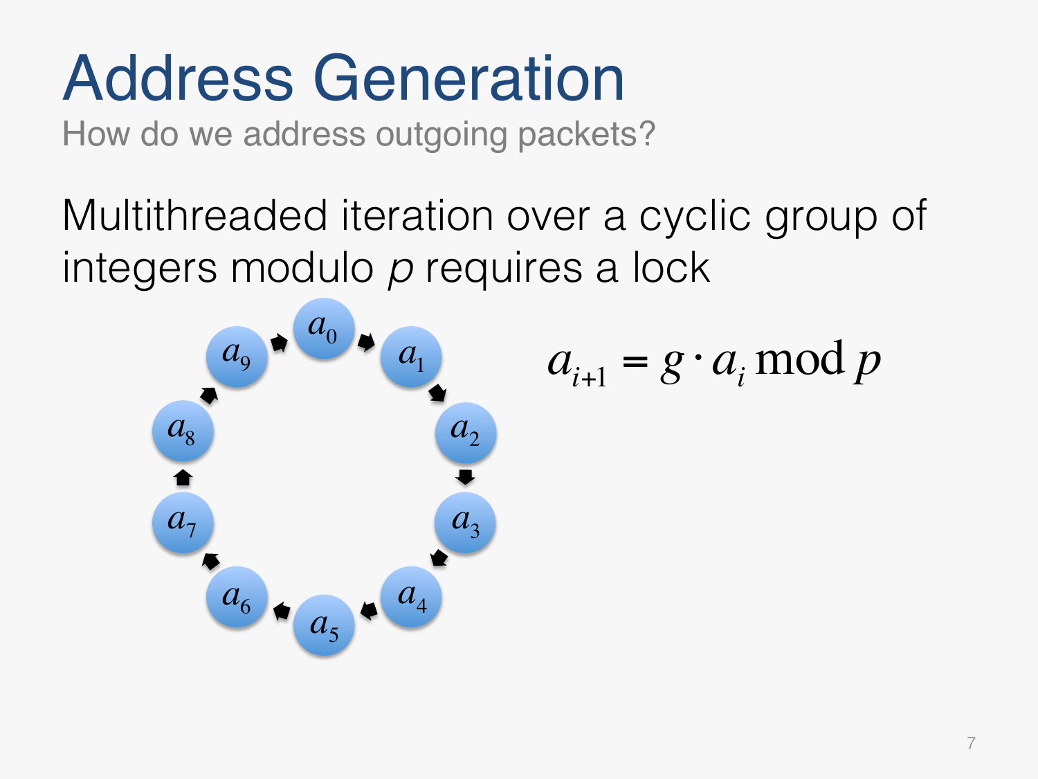# Address Generation

How do we address outgoing packets?

Multithreaded iteration over a cyclic group of integers modulo *p* requires a lock

$a_0$ → $a_1$ → $a_2$ → $a_3$ → $a_4$ → $a_5$ → $a_6$ → $a_7$ → $a_8$ → $a_9$ → $a_0$

$$a_{i+1} = g \cdot a_i \bmod p$$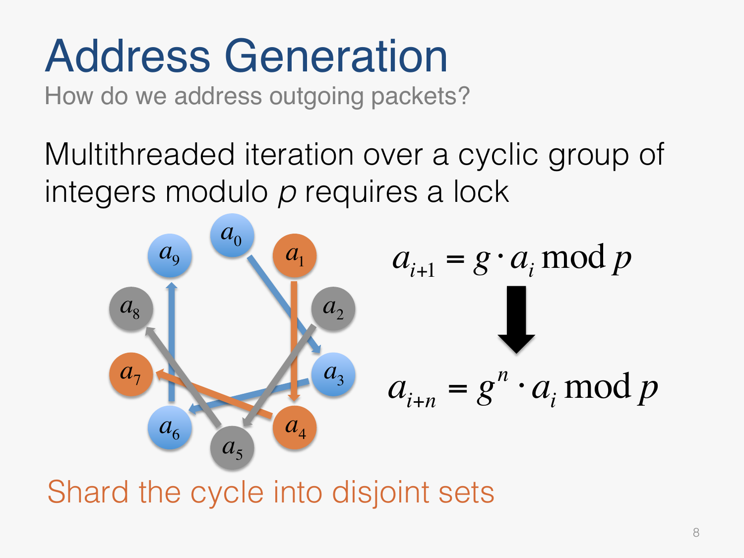# Address Generation

How do we address outgoing packets?

Multithreaded iteration over a cyclic group of integers modulo *p* requires a lock

$$a_{i+1} = g \cdot a_i \bmod p$$

$$\Downarrow$$

$$a_{i+n} = g^n \cdot a_i \bmod p$$

Shard the cycle into disjoint sets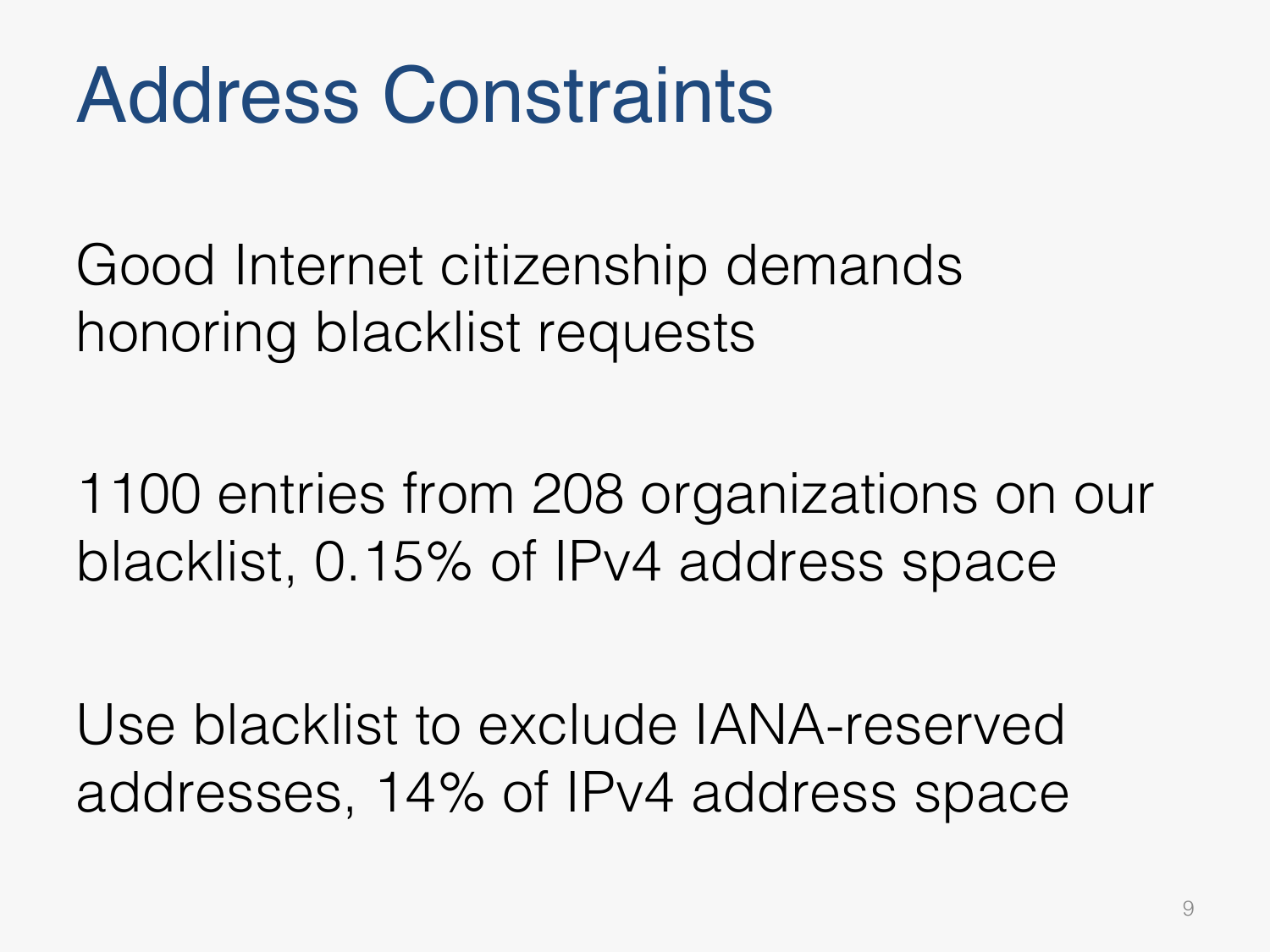# Address Constraints

Good Internet citizenship demands honoring blacklist requests

1100 entries from 208 organizations on our blacklist, 0.15% of IPv4 address space

Use blacklist to exclude IANA-reserved addresses, 14% of IPv4 address space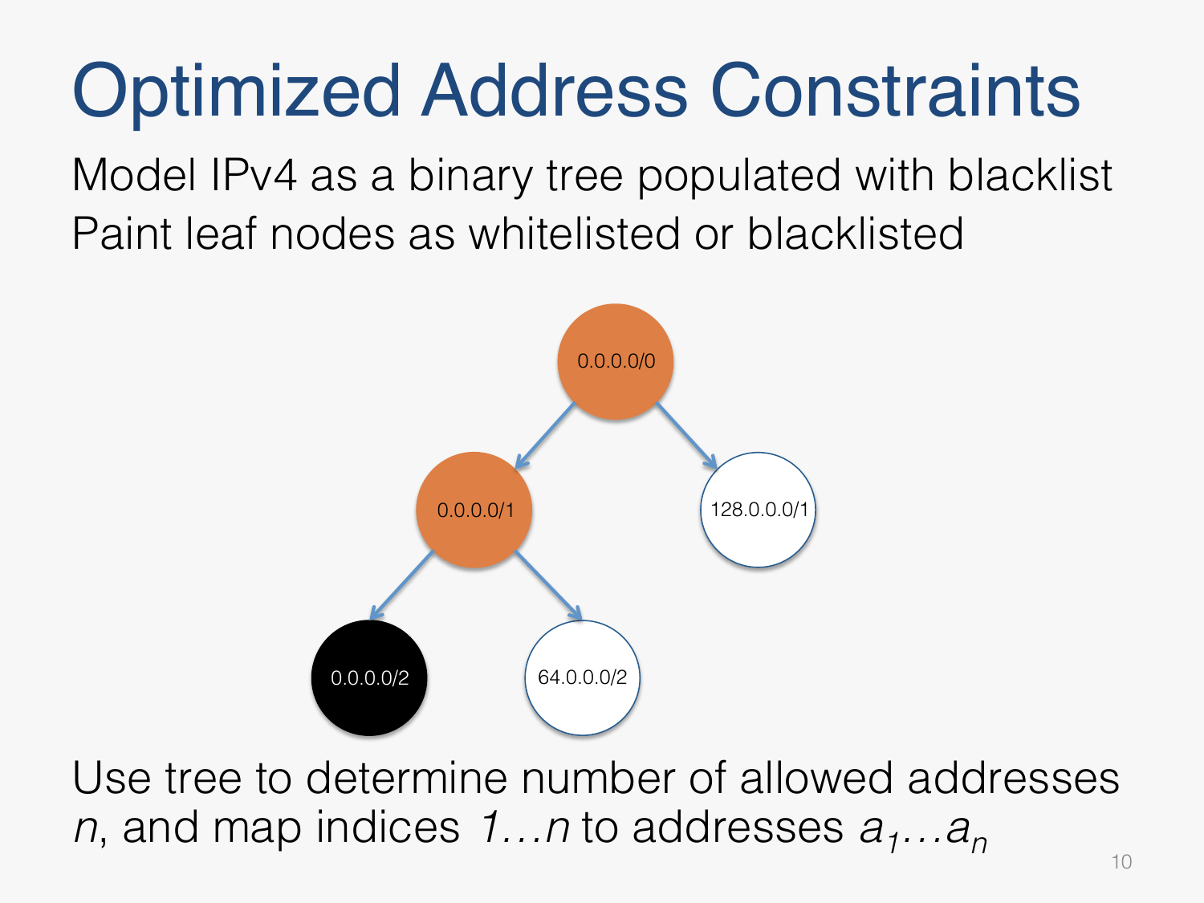# Optimized Address Constraints

Model IPv4 as a binary tree populated with blacklist

Paint leaf nodes as whitelisted or blacklisted

0.0.0.0/0

0.0.0.0/1

128.0.0.0/1

0.0.0.0/2

64.0.0.0/2

Use tree to determine number of allowed addresses $n$, and map indices $1 \ldots n$ to addresses $a_1 \ldots a_n$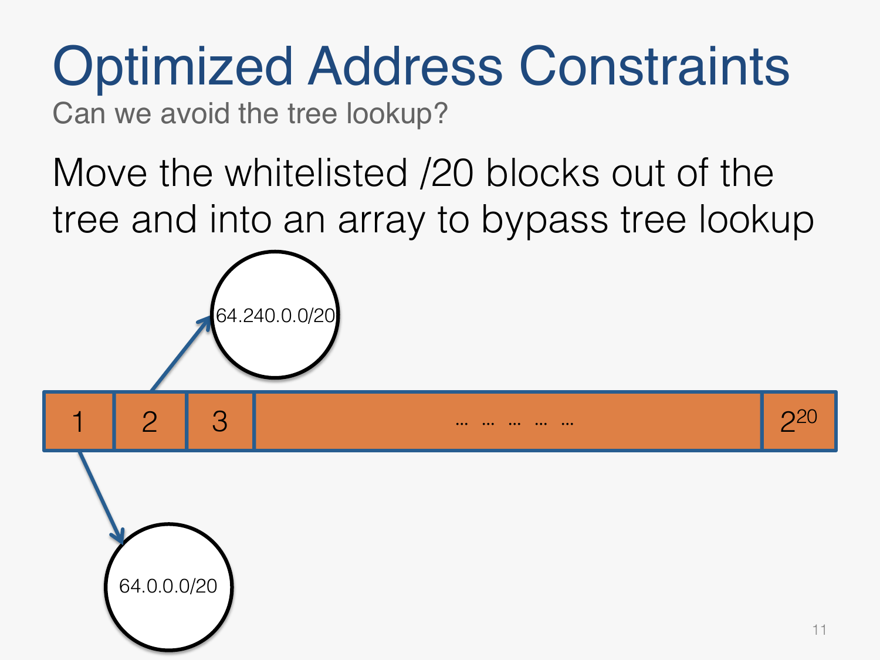# Optimized Address Constraints

Can we avoid the tree lookup?

Move the whitelisted /20 blocks out of the tree and into an array to bypass tree lookup

| 1 | 2 | 3 | … … … … … | $2^{20}$ |
|---|---|---|---|---|

64.240.0.0/20

64.0.0.0/20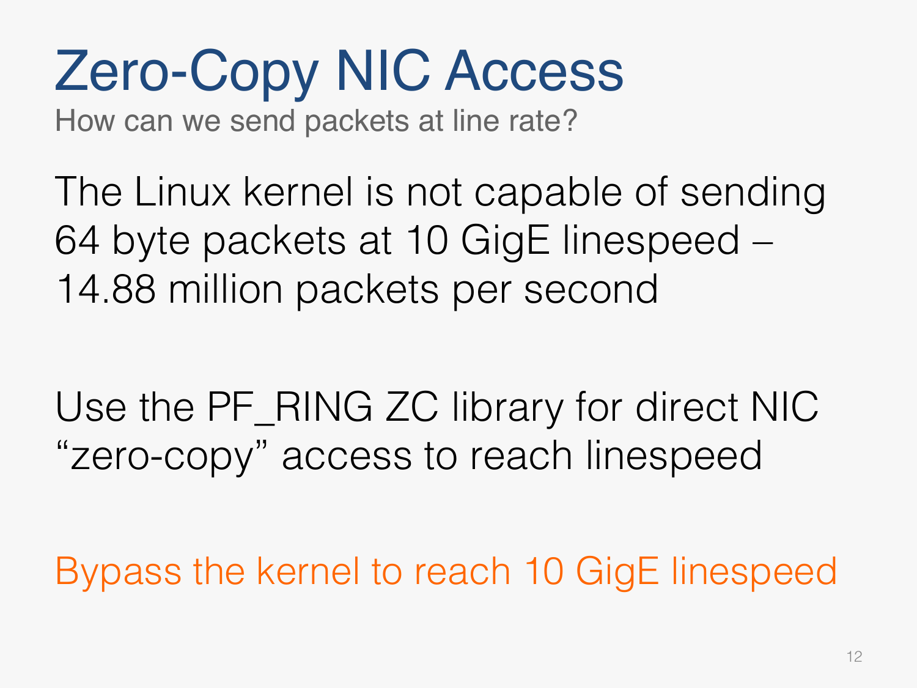# Zero-Copy NIC Access

How can we send packets at line rate?

The Linux kernel is not capable of sending 64 byte packets at 10 GigE linespeed – 14.88 million packets per second

Use the PF_RING ZC library for direct NIC “zero-copy” access to reach linespeed

Bypass the kernel to reach 10 GigE linespeed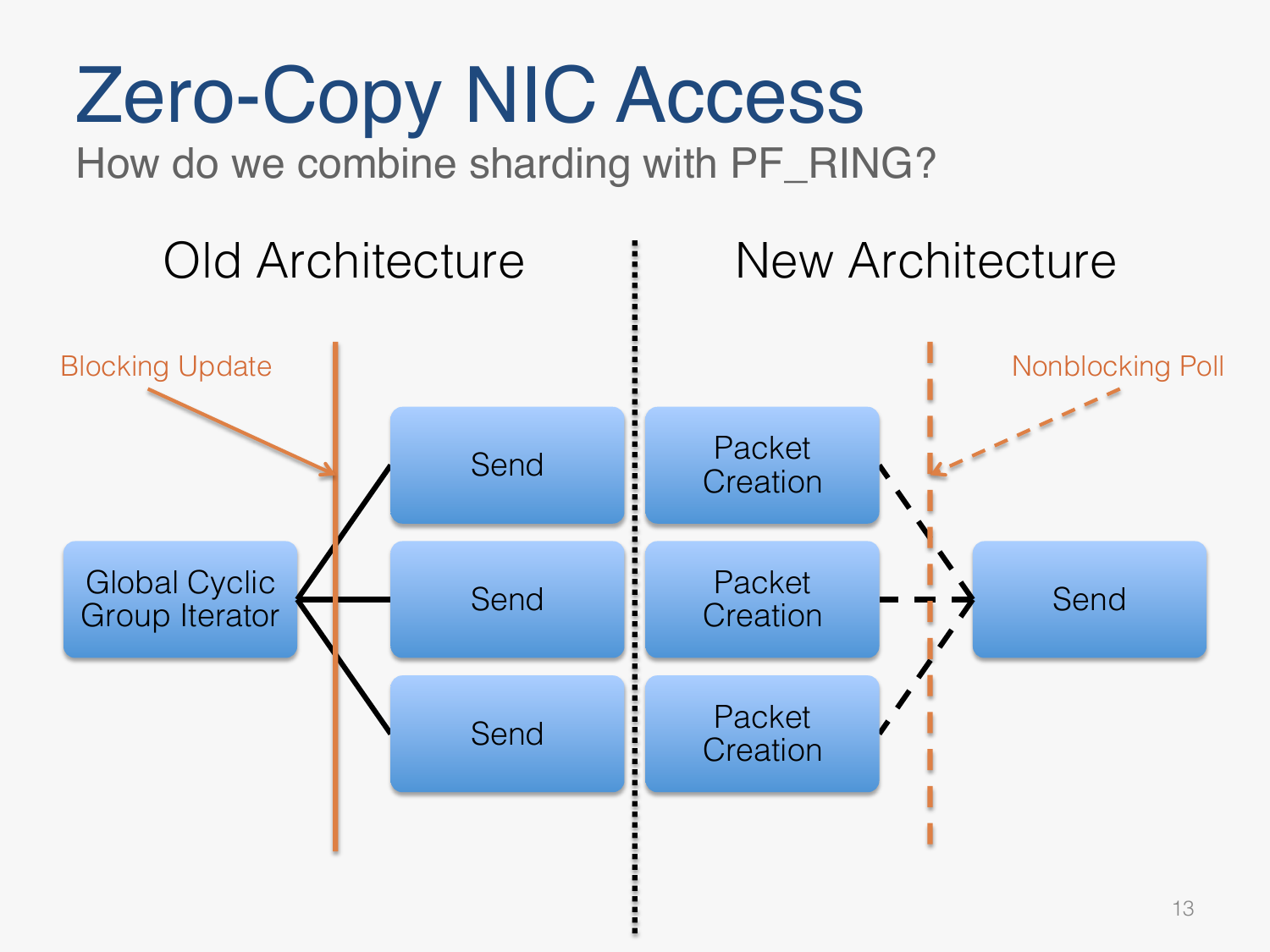# Zero-Copy NIC Access

How do we combine sharding with PF_RING?

Old Architecture

Blocking Update

Global Cyclic Group Iterator

Send

Send

Send

New Architecture

Nonblocking Poll

Packet Creation

Packet Creation

Packet Creation

Send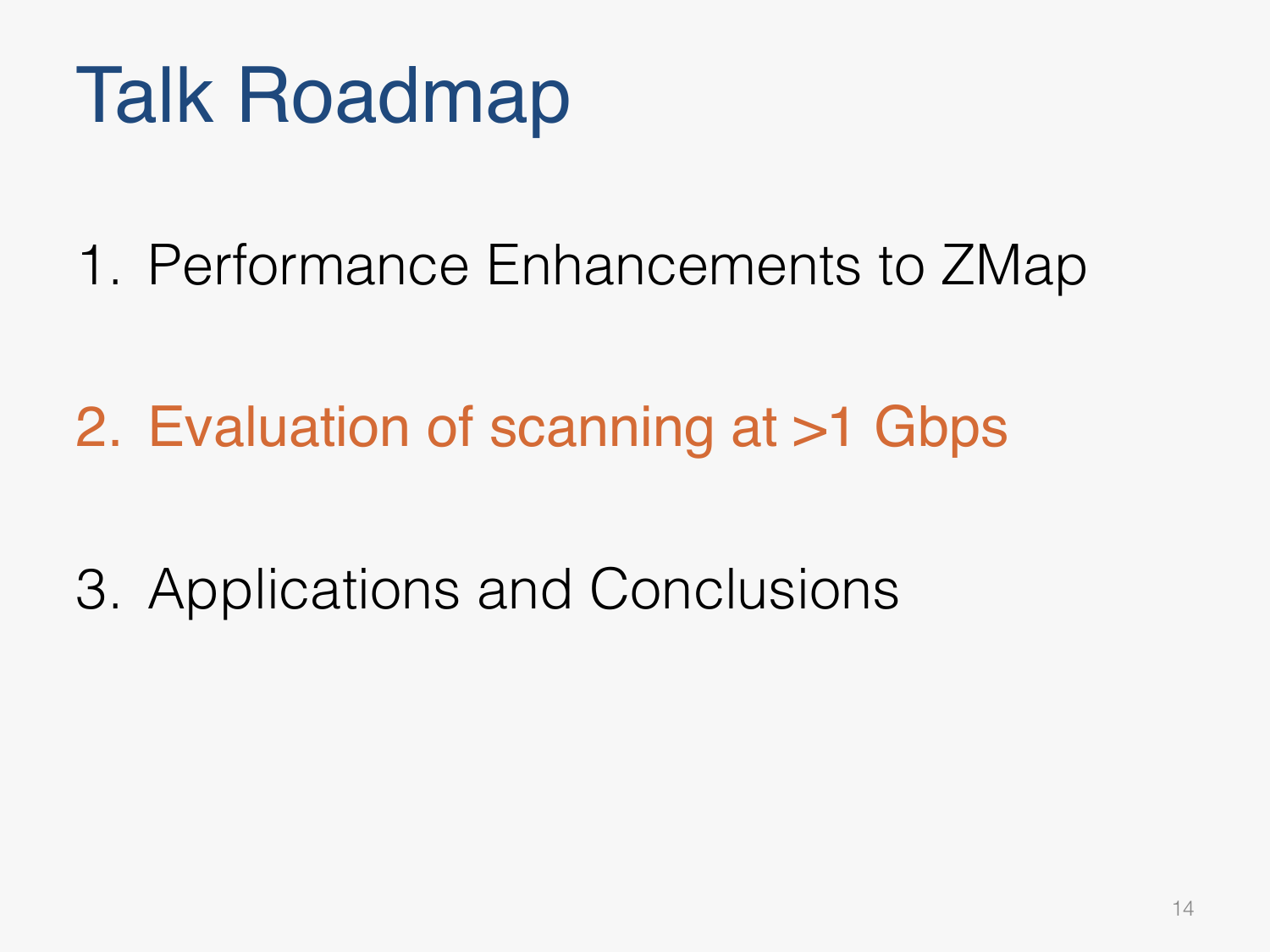# Talk Roadmap

1. Performance Enhancements to ZMap
2. Evaluation of scanning at >1 Gbps
3. Applications and Conclusions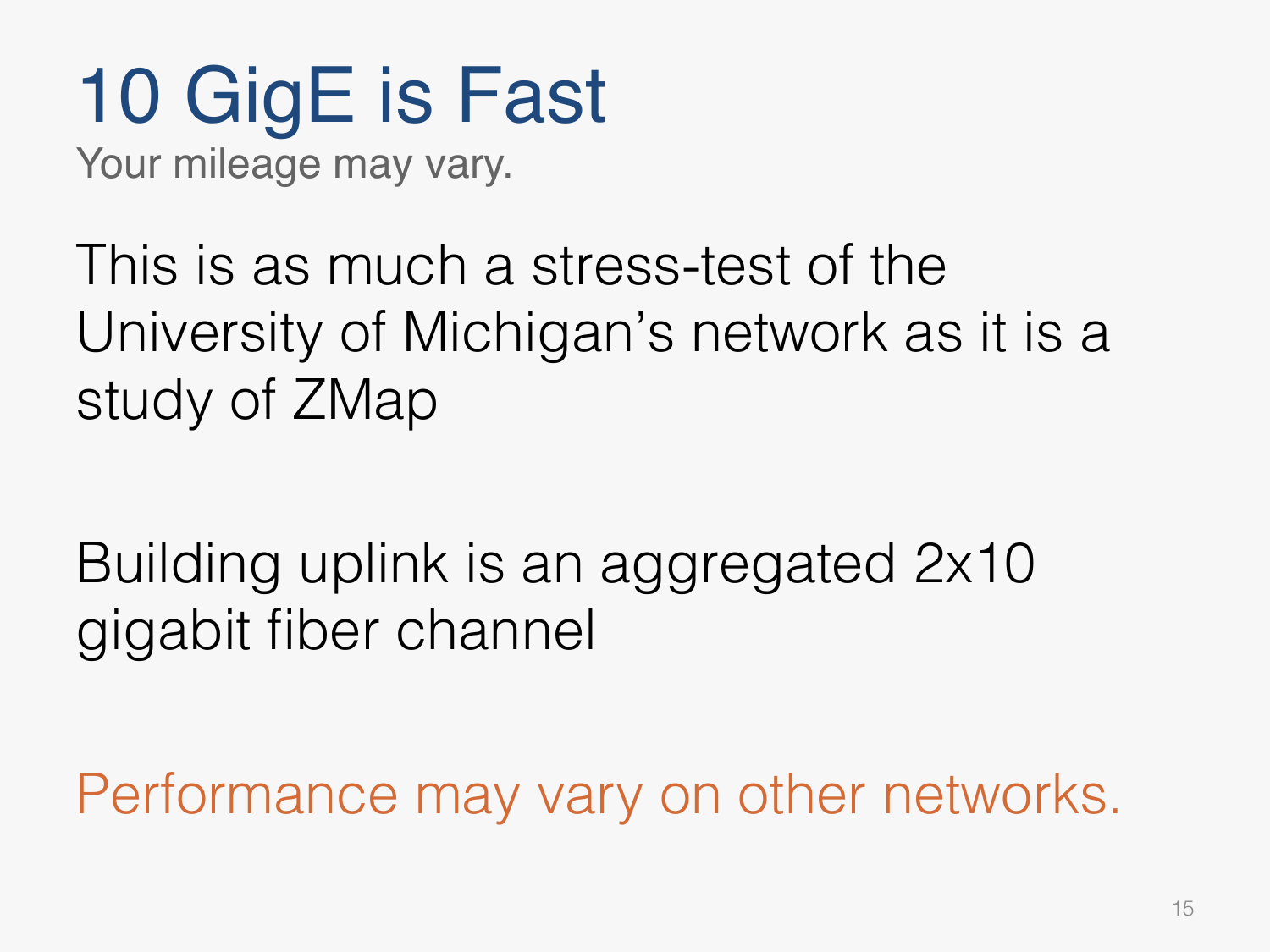# 10 GigE is Fast

Your mileage may vary.

This is as much a stress-test of the University of Michigan's network as it is a study of ZMap

Building uplink is an aggregated 2x10 gigabit fiber channel

Performance may vary on other networks.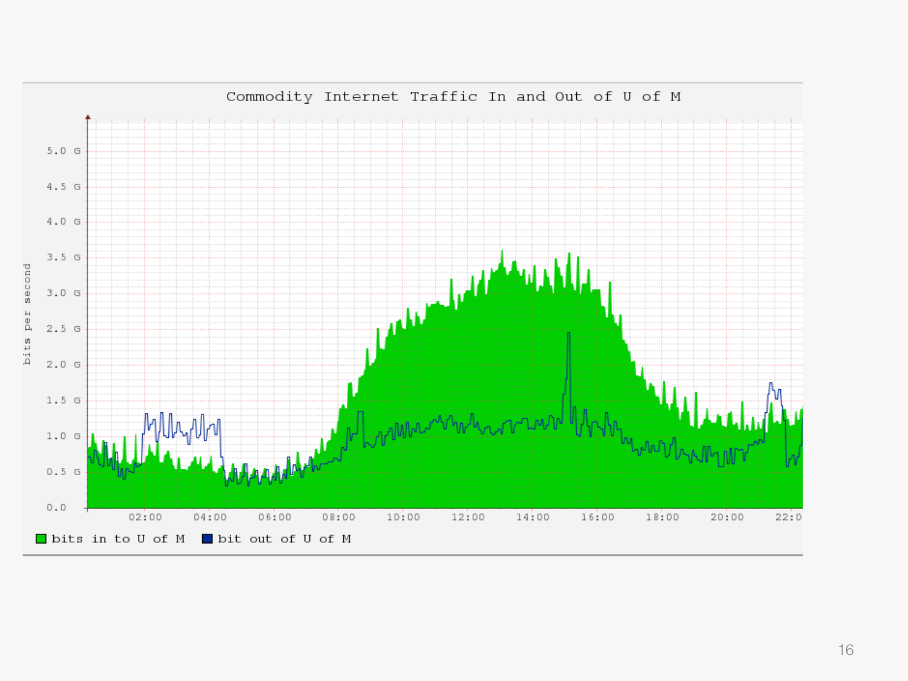Commodity Internet Traffic In and Out of U of M

bits per second

5.0 G
4.5 G
4.0 G
3.5 G
3.0 G
2.5 G
2.0 G
1.5 G
1.0 G
0.5 G
0.0

02:00 04:00 06:00 08:00 10:00 12:00 14:00 16:00 18:00 20:00 22:0

bits in to U of M — bit out of U of M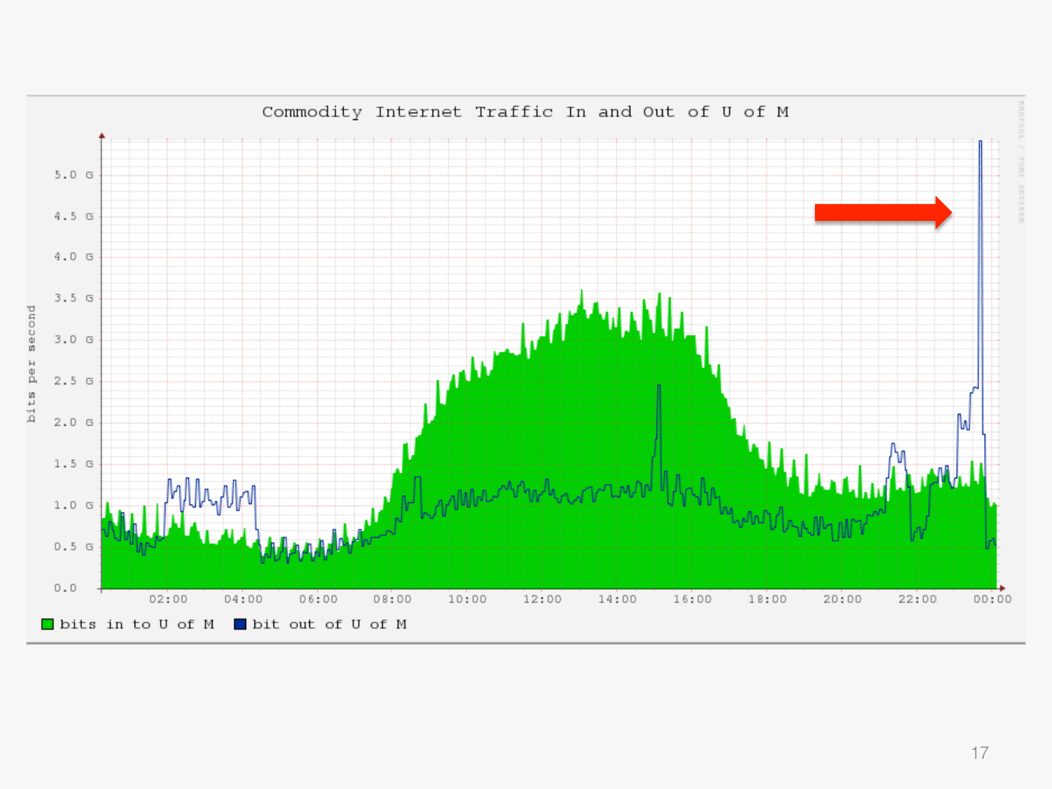Commodity Internet Traffic In and Out of U of M

bits in to U of M    bit out of U of M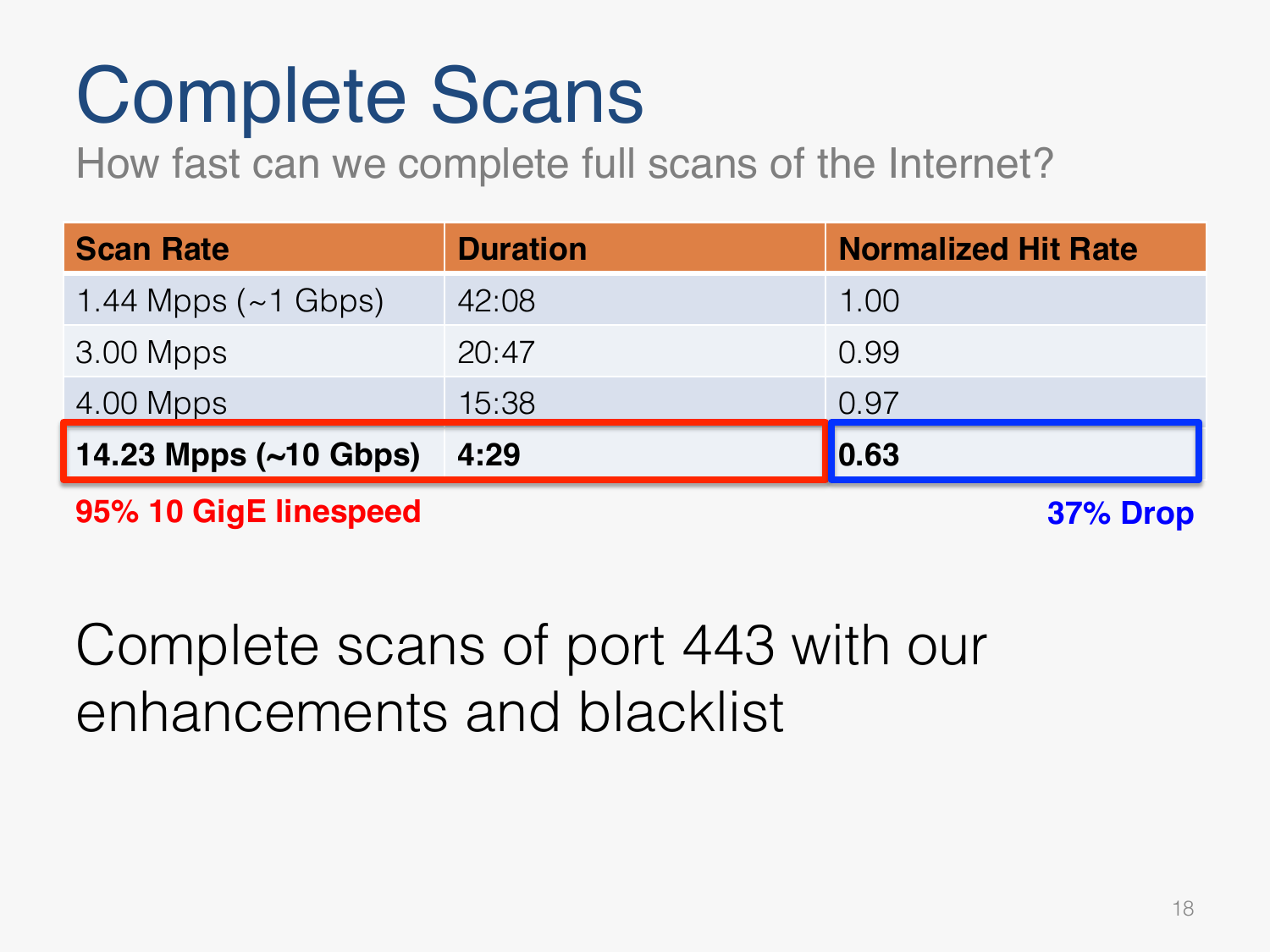# Complete Scans

How fast can we complete full scans of the Internet?

| Scan Rate | Duration | Normalized Hit Rate |
|---|---|---|
| 1.44 Mpps (~1 Gbps) | 42:08 | 1.00 |
| 3.00 Mpps | 20:47 | 0.99 |
| 4.00 Mpps | 15:38 | 0.97 |
| **14.23 Mpps (~10 Gbps)** | **4:29** | **0.63** |

**95% 10 GigE linespeed**

**37% Drop**

Complete scans of port 443 with our enhancements and blacklist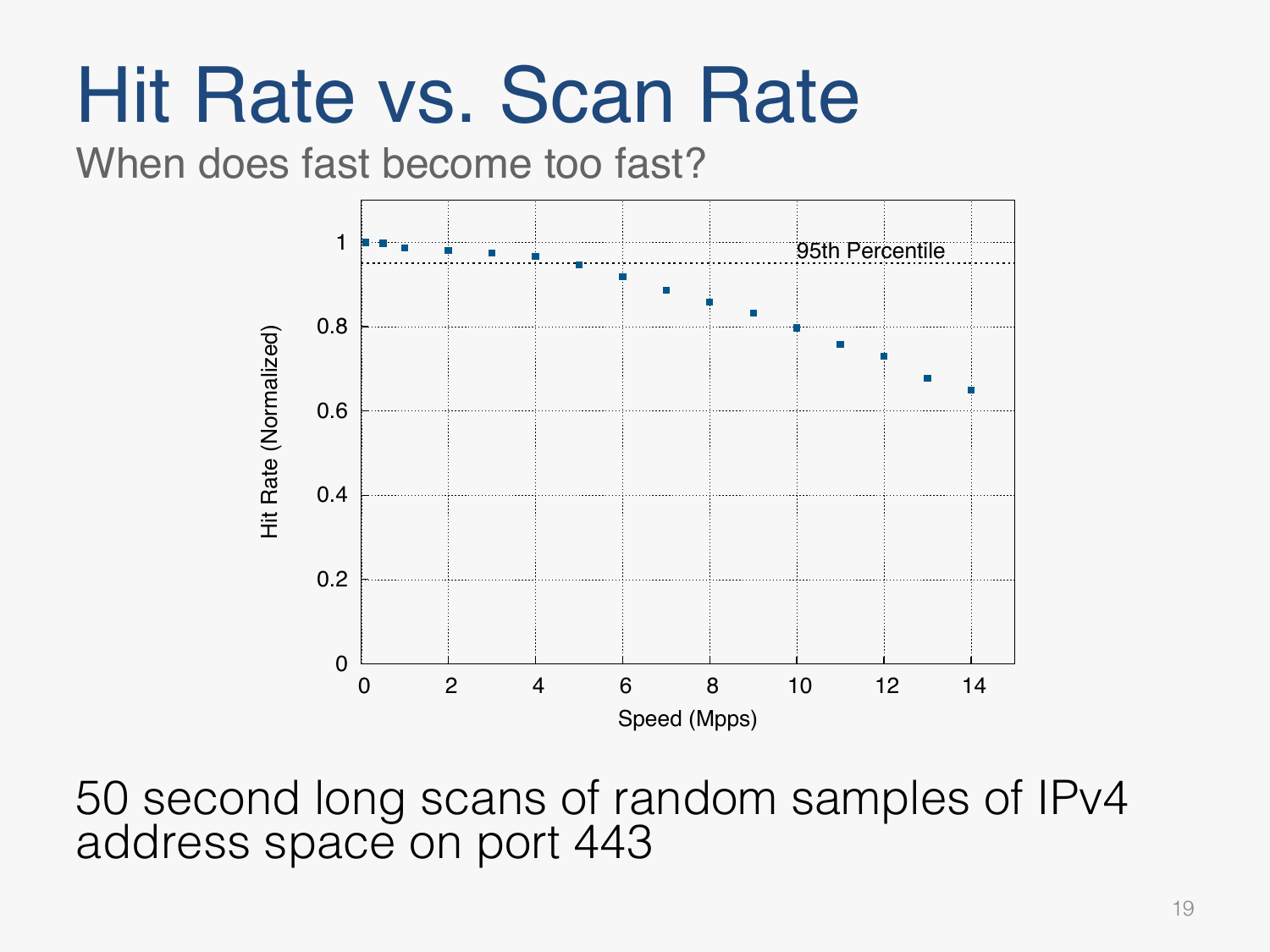# Hit Rate vs. Scan Rate

When does fast become too fast?

50 second long scans of random samples of IPv4 address space on port 443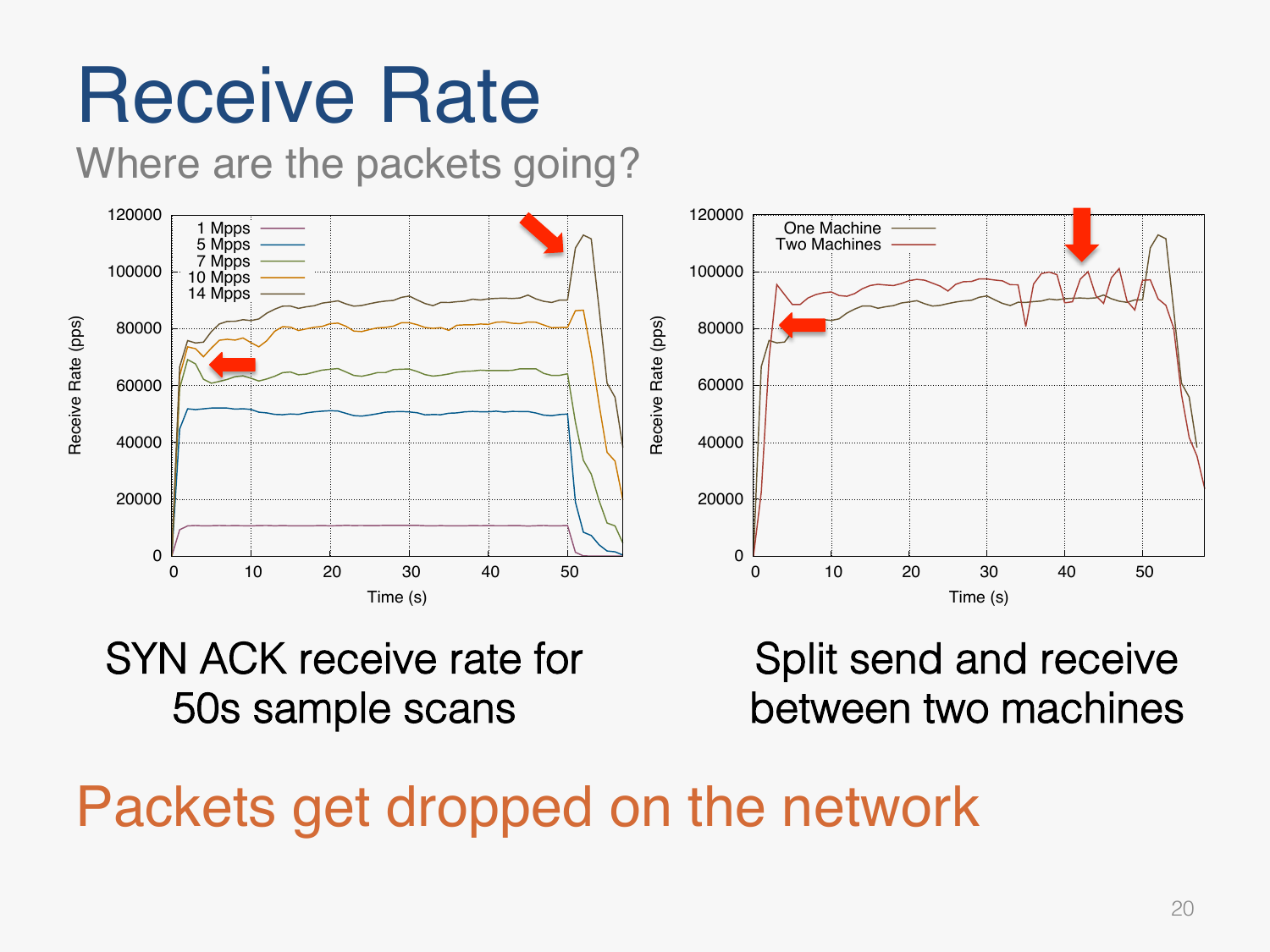# Receive Rate

## Where are the packets going?

SYN ACK receive rate for 50s sample scans

Split send and receive between two machines

Packets get dropped on the network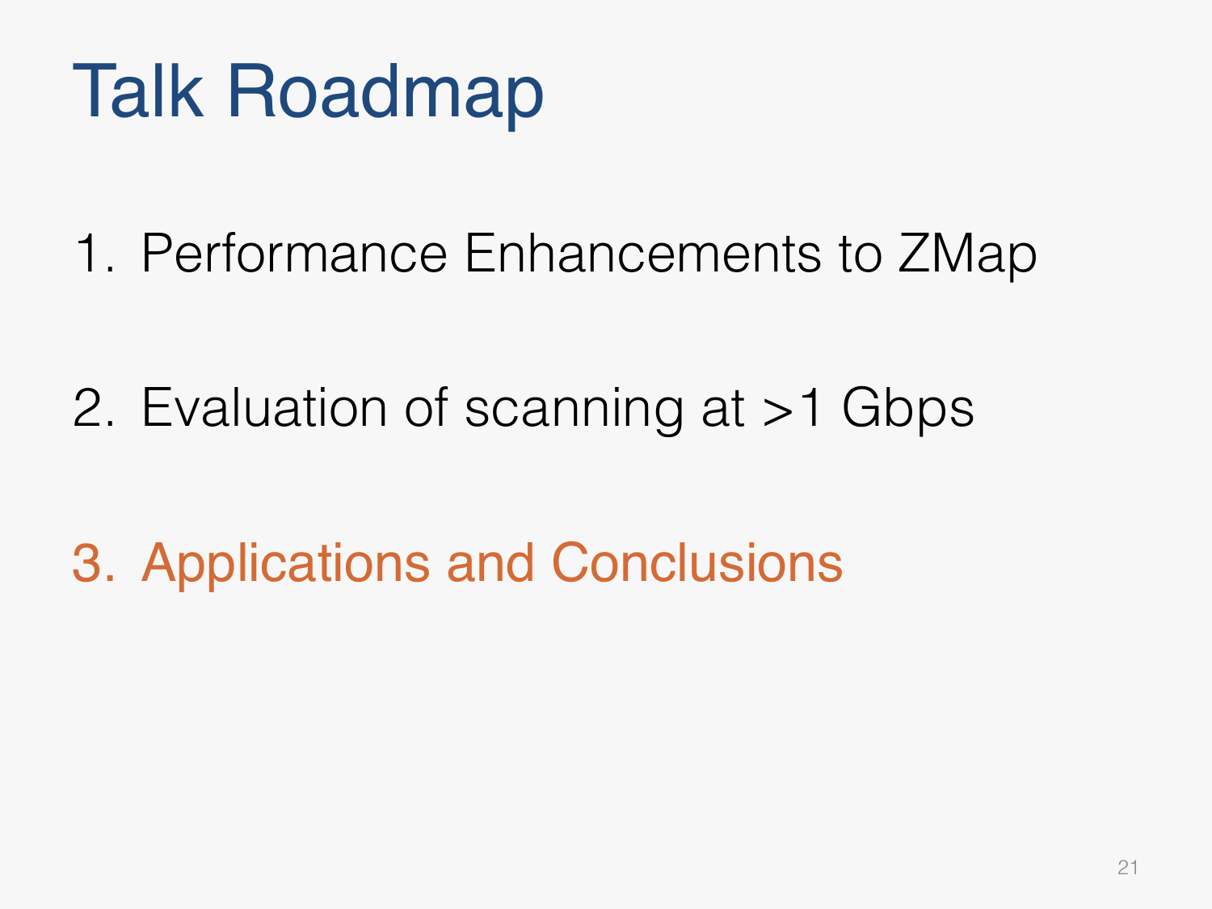# Talk Roadmap

1. Performance Enhancements to ZMap

2. Evaluation of scanning at >1 Gbps

3. Applications and Conclusions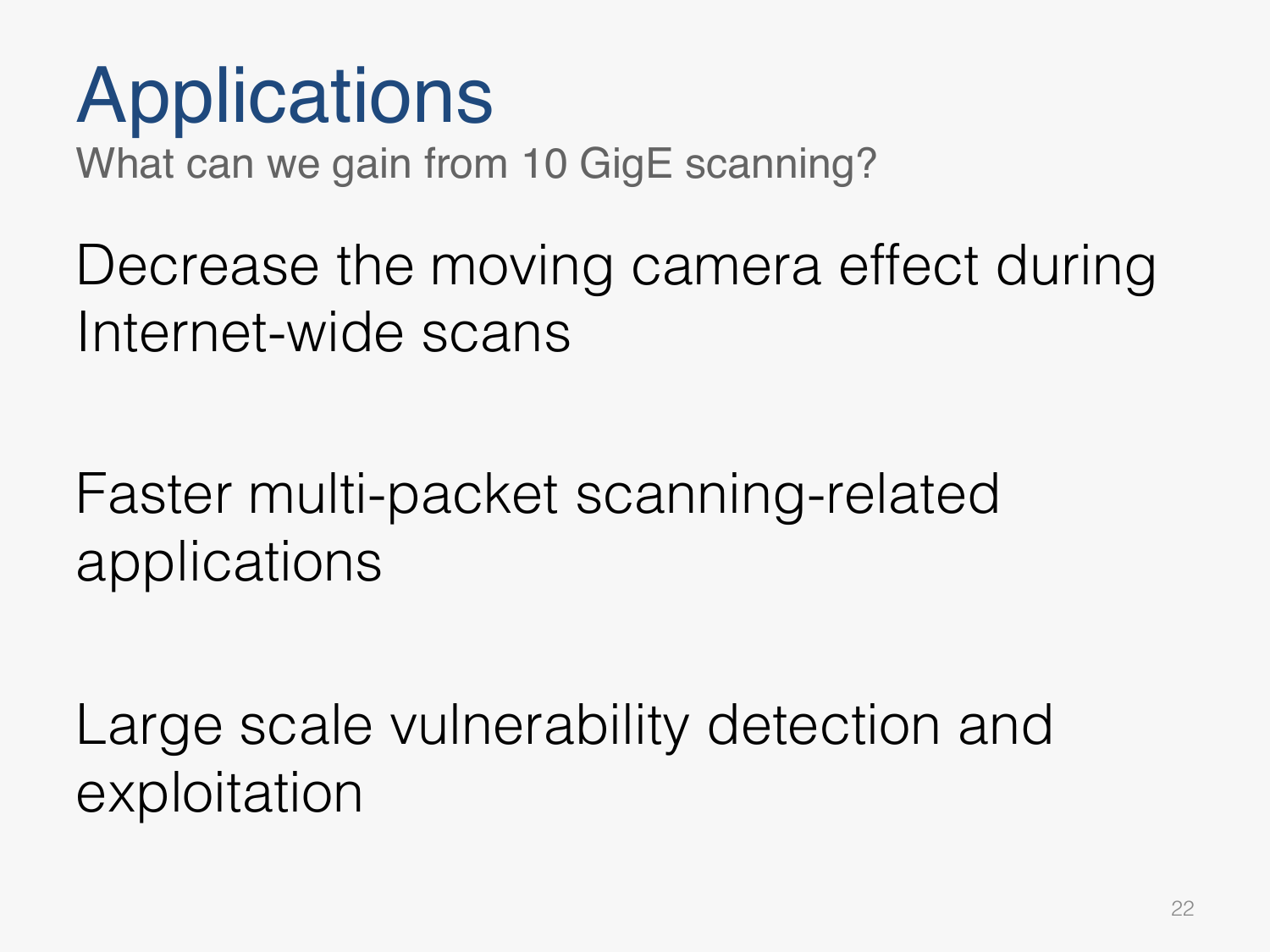# Applications

What can we gain from 10 GigE scanning?

Decrease the moving camera effect during Internet-wide scans

Faster multi-packet scanning-related applications

Large scale vulnerability detection and exploitation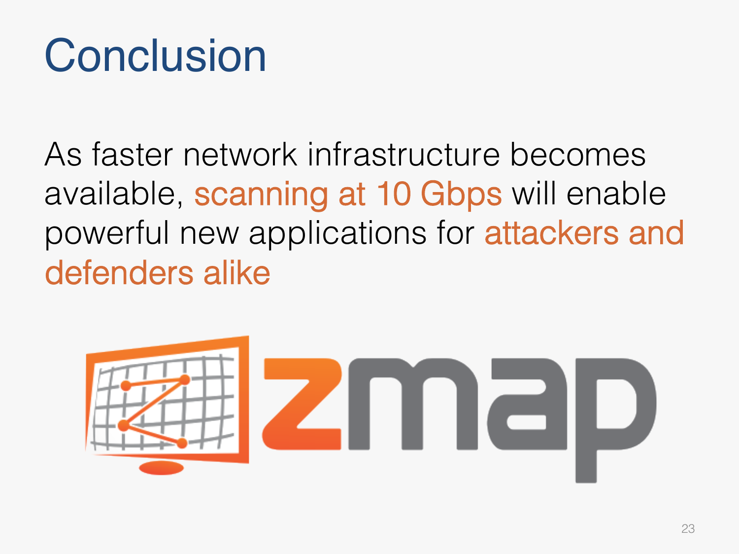# Conclusion

As faster network infrastructure becomes available, scanning at 10 Gbps will enable powerful new applications for attackers and defenders alike

zmap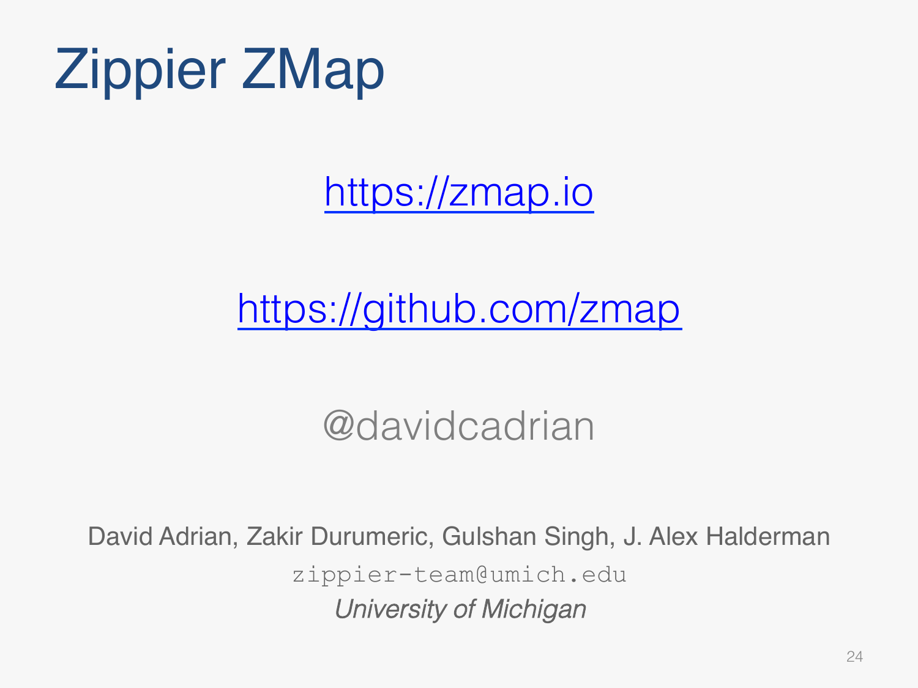# Zippier ZMap

[https://zmap.io](https://zmap.io)

[https://github.com/zmap](https://github.com/zmap)

@davidcadrian

David Adrian, Zakir Durumeric, Gulshan Singh, J. Alex Halderman

`zippier-team@umich.edu`

*University of Michigan*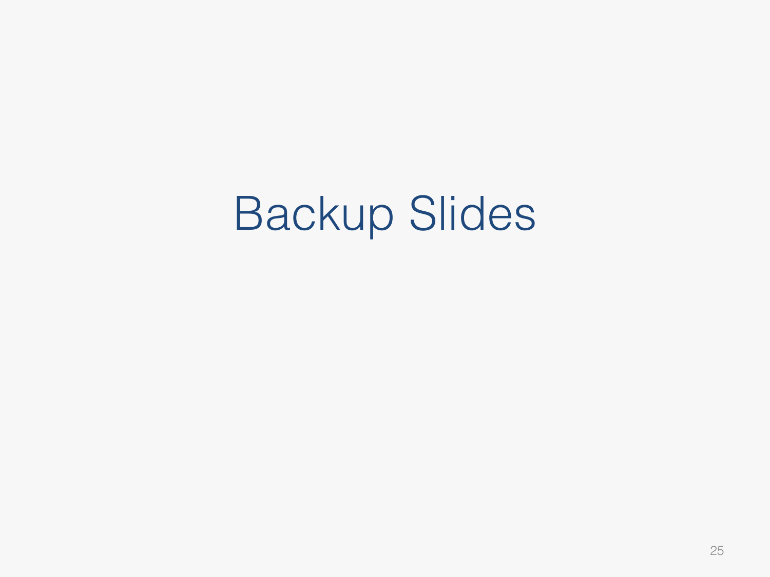# Backup Slides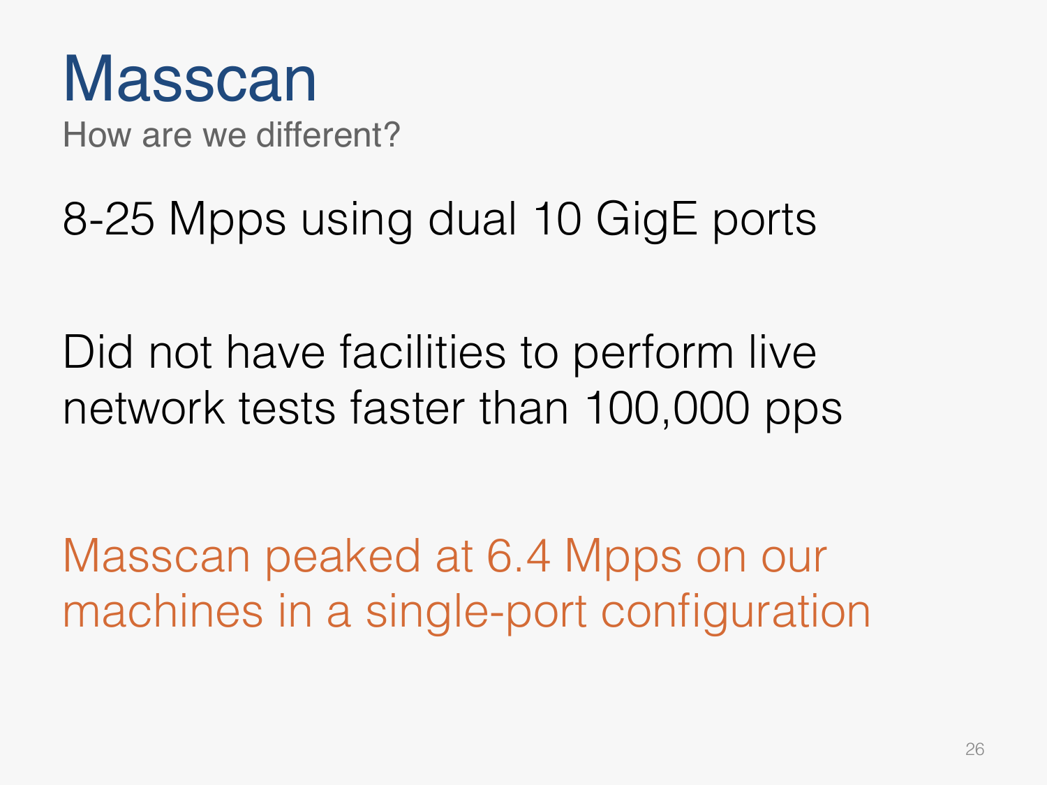# Masscan

How are we different?

8-25 Mpps using dual 10 GigE ports

Did not have facilities to perform live network tests faster than 100,000 pps

Masscan peaked at 6.4 Mpps on our machines in a single-port configuration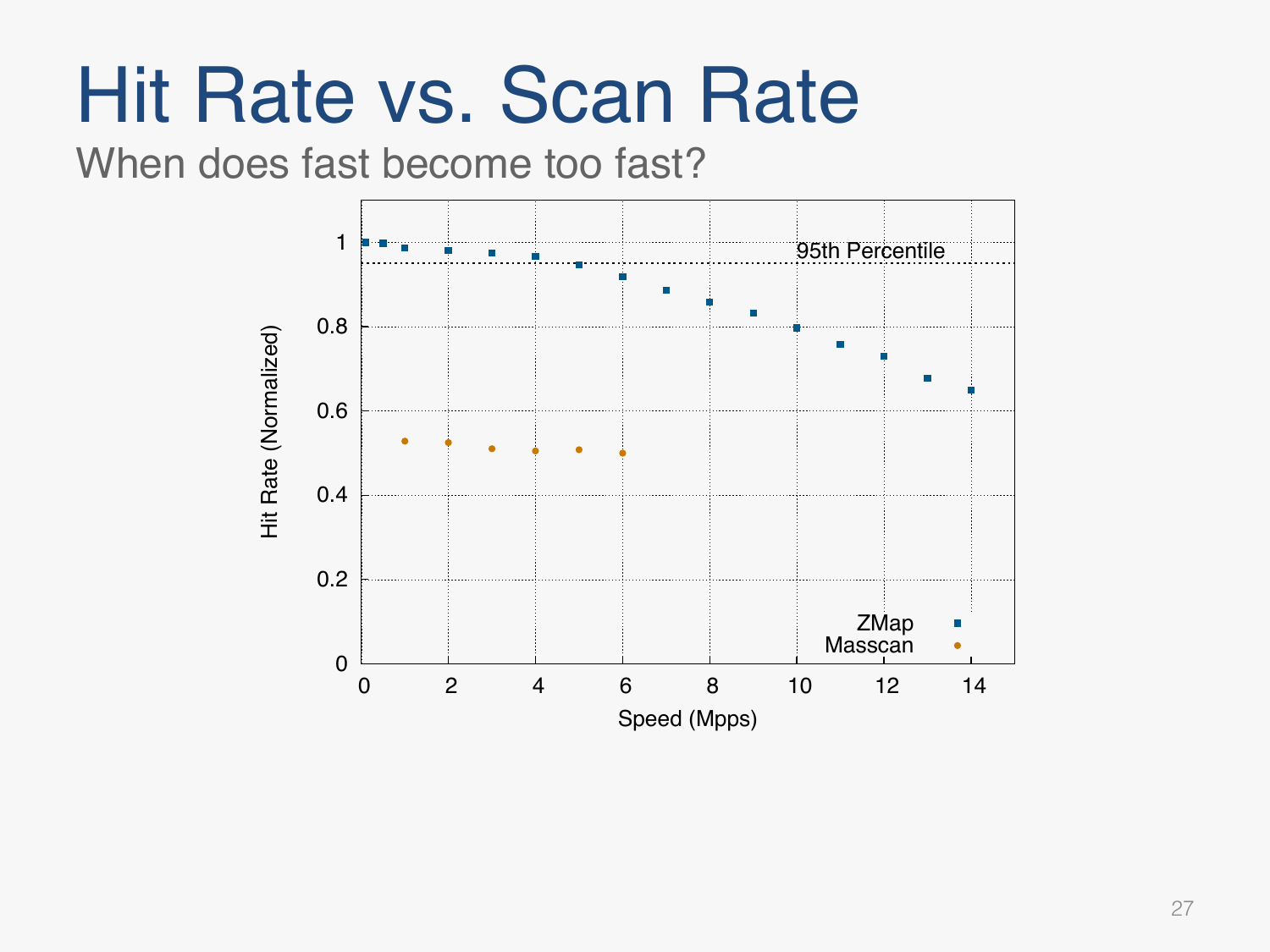# Hit Rate vs. Scan Rate

When does fast become too fast?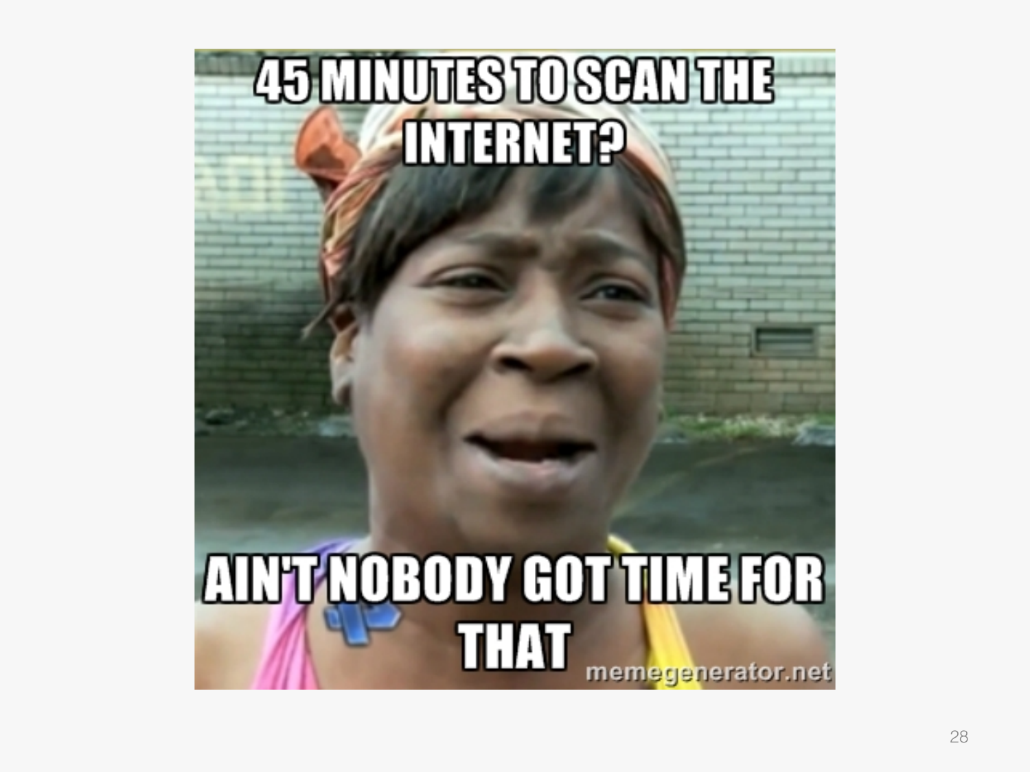45 MINUTES TO SCAN THE INTERNET?

AIN'T NOBODY GOT TIME FOR THAT